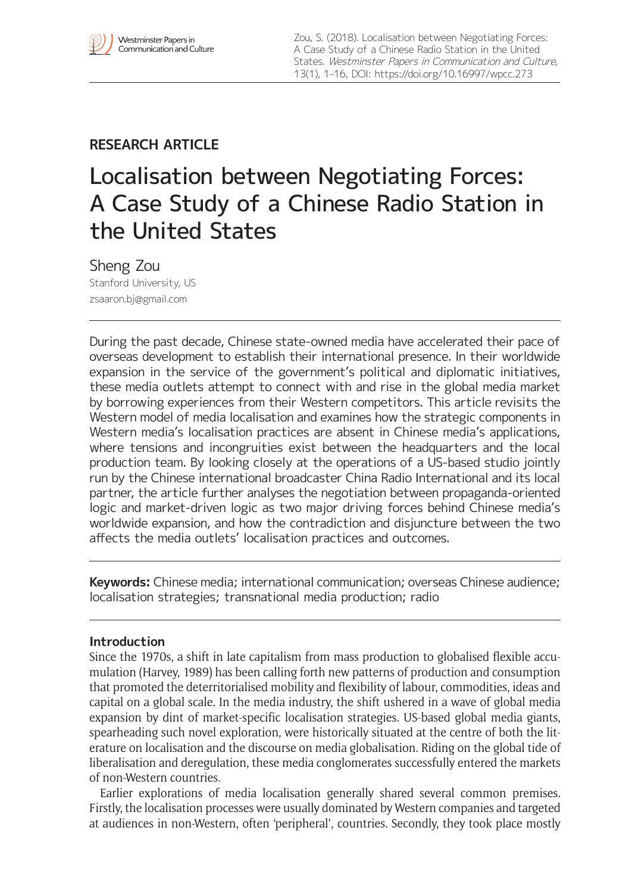Zou, S. (2018). Localisation between Negotiating Forces: A Case Study of a Chinese Radio Station in the United States. *Westminster Papers in Communication and Culture*, 13(1), 1–16, DOI: https://doi.org/10.16997/wpcc.273

**RESEARCH ARTICLE**

# Localisation between Negotiating Forces: A Case Study of a Chinese Radio Station in the United States

Sheng Zou
Stanford University, US
zsaaron.bj@gmail.com

During the past decade, Chinese state-owned media have accelerated their pace of overseas development to establish their international presence. In their worldwide expansion in the service of the government's political and diplomatic initiatives, these media outlets attempt to connect with and rise in the global media market by borrowing experiences from their Western competitors. This article revisits the Western model of media localisation and examines how the strategic components in Western media's localisation practices are absent in Chinese media's applications, where tensions and incongruities exist between the headquarters and the local production team. By looking closely at the operations of a US-based studio jointly run by the Chinese international broadcaster China Radio International and its local partner, the article further analyses the negotiation between propaganda-oriented logic and market-driven logic as two major driving forces behind Chinese media's worldwide expansion, and how the contradiction and disjuncture between the two affects the media outlets' localisation practices and outcomes.

**Keywords:** Chinese media; international communication; overseas Chinese audience; localisation strategies; transnational media production; radio

## Introduction

Since the 1970s, a shift in late capitalism from mass production to globalised flexible accumulation (Harvey, 1989) has been calling forth new patterns of production and consumption that promoted the deterritorialised mobility and flexibility of labour, commodities, ideas and capital on a global scale. In the media industry, the shift ushered in a wave of global media expansion by dint of market-specific localisation strategies. US-based global media giants, spearheading such novel exploration, were historically situated at the centre of both the literature on localisation and the discourse on media globalisation. Riding on the global tide of liberalisation and deregulation, these media conglomerates successfully entered the markets of non-Western countries.

Earlier explorations of media localisation generally shared several common premises. Firstly, the localisation processes were usually dominated by Western companies and targeted at audiences in non-Western, often 'peripheral', countries. Secondly, they took place mostly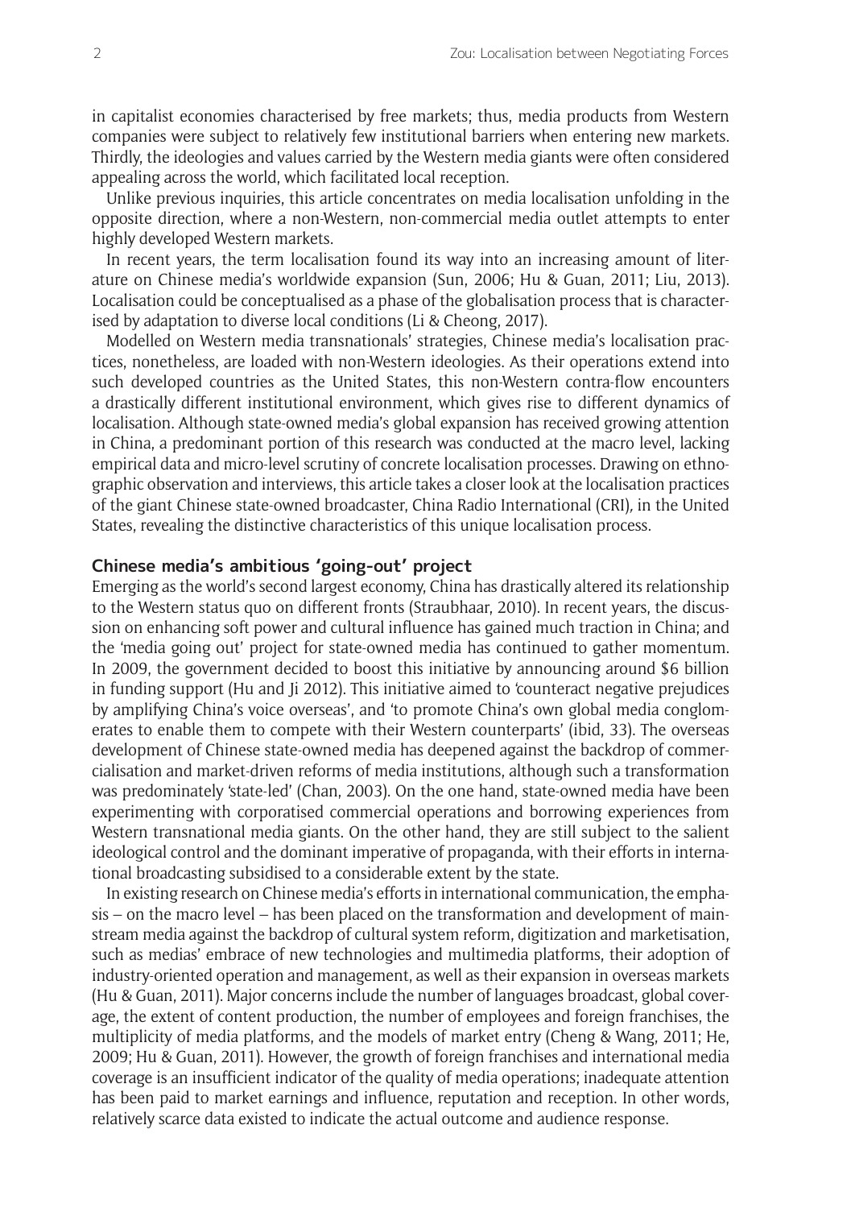in capitalist economies characterised by free markets; thus, media products from Western companies were subject to relatively few institutional barriers when entering new markets. Thirdly, the ideologies and values carried by the Western media giants were often considered appealing across the world, which facilitated local reception.

Unlike previous inquiries, this article concentrates on media localisation unfolding in the opposite direction, where a non-Western, non-commercial media outlet attempts to enter highly developed Western markets.

In recent years, the term localisation found its way into an increasing amount of literature on Chinese media's worldwide expansion (Sun, 2006; Hu & Guan, 2011; Liu, 2013). Localisation could be conceptualised as a phase of the globalisation process that is characterised by adaptation to diverse local conditions (Li & Cheong, 2017).

Modelled on Western media transnationals' strategies, Chinese media's localisation practices, nonetheless, are loaded with non-Western ideologies. As their operations extend into such developed countries as the United States, this non-Western contra-flow encounters a drastically different institutional environment, which gives rise to different dynamics of localisation. Although state-owned media's global expansion has received growing attention in China, a predominant portion of this research was conducted at the macro level, lacking empirical data and micro-level scrutiny of concrete localisation processes. Drawing on ethnographic observation and interviews, this article takes a closer look at the localisation practices of the giant Chinese state-owned broadcaster, China Radio International (CRI), in the United States, revealing the distinctive characteristics of this unique localisation process.

## Chinese media's ambitious 'going-out' project

Emerging as the world's second largest economy, China has drastically altered its relationship to the Western status quo on different fronts (Straubhaar, 2010). In recent years, the discussion on enhancing soft power and cultural influence has gained much traction in China; and the 'media going out' project for state-owned media has continued to gather momentum. In 2009, the government decided to boost this initiative by announcing around $6 billion in funding support (Hu and Ji 2012). This initiative aimed to 'counteract negative prejudices by amplifying China's voice overseas', and 'to promote China's own global media conglomerates to enable them to compete with their Western counterparts' (ibid, 33). The overseas development of Chinese state-owned media has deepened against the backdrop of commercialisation and market-driven reforms of media institutions, although such a transformation was predominately 'state-led' (Chan, 2003). On the one hand, state-owned media have been experimenting with corporatised commercial operations and borrowing experiences from Western transnational media giants. On the other hand, they are still subject to the salient ideological control and the dominant imperative of propaganda, with their efforts in international broadcasting subsidised to a considerable extent by the state.

In existing research on Chinese media's efforts in international communication, the emphasis – on the macro level – has been placed on the transformation and development of mainstream media against the backdrop of cultural system reform, digitization and marketisation, such as medias' embrace of new technologies and multimedia platforms, their adoption of industry-oriented operation and management, as well as their expansion in overseas markets (Hu & Guan, 2011). Major concerns include the number of languages broadcast, global coverage, the extent of content production, the number of employees and foreign franchises, the multiplicity of media platforms, and the models of market entry (Cheng & Wang, 2011; He, 2009; Hu & Guan, 2011). However, the growth of foreign franchises and international media coverage is an insufficient indicator of the quality of media operations; inadequate attention has been paid to market earnings and influence, reputation and reception. In other words, relatively scarce data existed to indicate the actual outcome and audience response.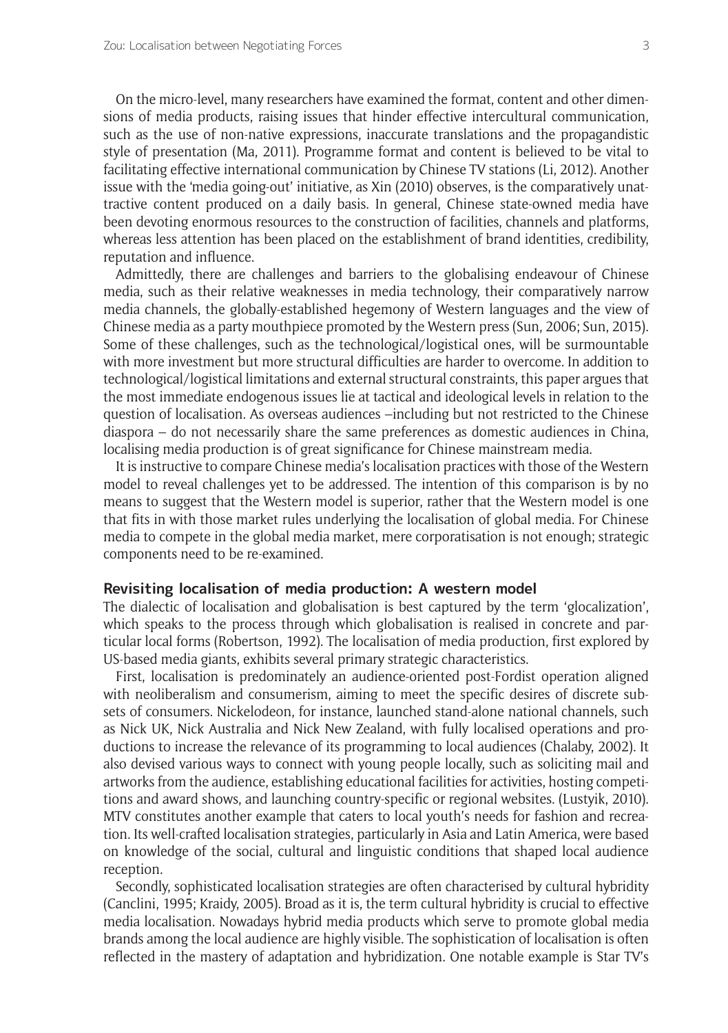On the micro-level, many researchers have examined the format, content and other dimensions of media products, raising issues that hinder effective intercultural communication, such as the use of non-native expressions, inaccurate translations and the propagandistic style of presentation (Ma, 2011). Programme format and content is believed to be vital to facilitating effective international communication by Chinese TV stations (Li, 2012). Another issue with the 'media going-out' initiative, as Xin (2010) observes, is the comparatively unattractive content produced on a daily basis. In general, Chinese state-owned media have been devoting enormous resources to the construction of facilities, channels and platforms, whereas less attention has been placed on the establishment of brand identities, credibility, reputation and influence.

Admittedly, there are challenges and barriers to the globalising endeavour of Chinese media, such as their relative weaknesses in media technology, their comparatively narrow media channels, the globally-established hegemony of Western languages and the view of Chinese media as a party mouthpiece promoted by the Western press (Sun, 2006; Sun, 2015). Some of these challenges, such as the technological/logistical ones, will be surmountable with more investment but more structural difficulties are harder to overcome. In addition to technological/logistical limitations and external structural constraints, this paper argues that the most immediate endogenous issues lie at tactical and ideological levels in relation to the question of localisation. As overseas audiences –including but not restricted to the Chinese diaspora – do not necessarily share the same preferences as domestic audiences in China, localising media production is of great significance for Chinese mainstream media.

It is instructive to compare Chinese media's localisation practices with those of the Western model to reveal challenges yet to be addressed. The intention of this comparison is by no means to suggest that the Western model is superior, rather that the Western model is one that fits in with those market rules underlying the localisation of global media. For Chinese media to compete in the global media market, mere corporatisation is not enough; strategic components need to be re-examined.

## Revisiting localisation of media production: A western model

The dialectic of localisation and globalisation is best captured by the term 'glocalization', which speaks to the process through which globalisation is realised in concrete and particular local forms (Robertson, 1992). The localisation of media production, first explored by US-based media giants, exhibits several primary strategic characteristics.

First, localisation is predominately an audience-oriented post-Fordist operation aligned with neoliberalism and consumerism, aiming to meet the specific desires of discrete subsets of consumers. Nickelodeon, for instance, launched stand-alone national channels, such as Nick UK, Nick Australia and Nick New Zealand, with fully localised operations and productions to increase the relevance of its programming to local audiences (Chalaby, 2002). It also devised various ways to connect with young people locally, such as soliciting mail and artworks from the audience, establishing educational facilities for activities, hosting competitions and award shows, and launching country-specific or regional websites. (Lustyik, 2010). MTV constitutes another example that caters to local youth's needs for fashion and recreation. Its well-crafted localisation strategies, particularly in Asia and Latin America, were based on knowledge of the social, cultural and linguistic conditions that shaped local audience reception.

Secondly, sophisticated localisation strategies are often characterised by cultural hybridity (Canclini, 1995; Kraidy, 2005). Broad as it is, the term cultural hybridity is crucial to effective media localisation. Nowadays hybrid media products which serve to promote global media brands among the local audience are highly visible. The sophistication of localisation is often reflected in the mastery of adaptation and hybridization. One notable example is Star TV's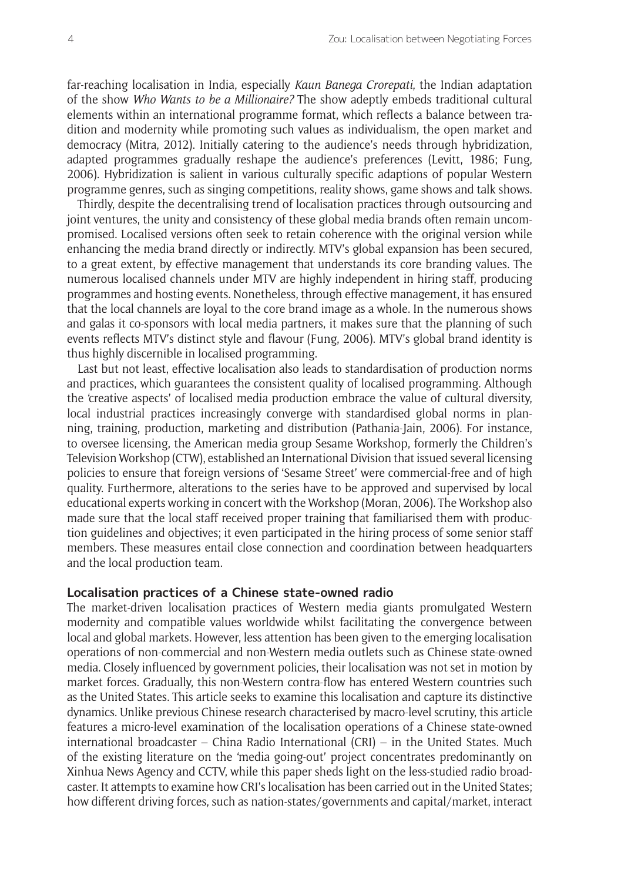far-reaching localisation in India, especially *Kaun Banega Crorepati*, the Indian adaptation of the show *Who Wants to be a Millionaire?* The show adeptly embeds traditional cultural elements within an international programme format, which reflects a balance between tradition and modernity while promoting such values as individualism, the open market and democracy (Mitra, 2012). Initially catering to the audience's needs through hybridization, adapted programmes gradually reshape the audience's preferences (Levitt, 1986; Fung, 2006). Hybridization is salient in various culturally specific adaptions of popular Western programme genres, such as singing competitions, reality shows, game shows and talk shows.

Thirdly, despite the decentralising trend of localisation practices through outsourcing and joint ventures, the unity and consistency of these global media brands often remain uncompromised. Localised versions often seek to retain coherence with the original version while enhancing the media brand directly or indirectly. MTV's global expansion has been secured, to a great extent, by effective management that understands its core branding values. The numerous localised channels under MTV are highly independent in hiring staff, producing programmes and hosting events. Nonetheless, through effective management, it has ensured that the local channels are loyal to the core brand image as a whole. In the numerous shows and galas it co-sponsors with local media partners, it makes sure that the planning of such events reflects MTV's distinct style and flavour (Fung, 2006). MTV's global brand identity is thus highly discernible in localised programming.

Last but not least, effective localisation also leads to standardisation of production norms and practices, which guarantees the consistent quality of localised programming. Although the 'creative aspects' of localised media production embrace the value of cultural diversity, local industrial practices increasingly converge with standardised global norms in planning, training, production, marketing and distribution (Pathania-Jain, 2006). For instance, to oversee licensing, the American media group Sesame Workshop, formerly the Children's Television Workshop (CTW), established an International Division that issued several licensing policies to ensure that foreign versions of 'Sesame Street' were commercial-free and of high quality. Furthermore, alterations to the series have to be approved and supervised by local educational experts working in concert with the Workshop (Moran, 2006). The Workshop also made sure that the local staff received proper training that familiarised them with production guidelines and objectives; it even participated in the hiring process of some senior staff members. These measures entail close connection and coordination between headquarters and the local production team.

## Localisation practices of a Chinese state-owned radio

The market-driven localisation practices of Western media giants promulgated Western modernity and compatible values worldwide whilst facilitating the convergence between local and global markets. However, less attention has been given to the emerging localisation operations of non-commercial and non-Western media outlets such as Chinese state-owned media. Closely influenced by government policies, their localisation was not set in motion by market forces. Gradually, this non-Western contra-flow has entered Western countries such as the United States. This article seeks to examine this localisation and capture its distinctive dynamics. Unlike previous Chinese research characterised by macro-level scrutiny, this article features a micro-level examination of the localisation operations of a Chinese state-owned international broadcaster – China Radio International (CRI) – in the United States. Much of the existing literature on the 'media going-out' project concentrates predominantly on Xinhua News Agency and CCTV, while this paper sheds light on the less-studied radio broadcaster. It attempts to examine how CRI's localisation has been carried out in the United States; how different driving forces, such as nation-states/governments and capital/market, interact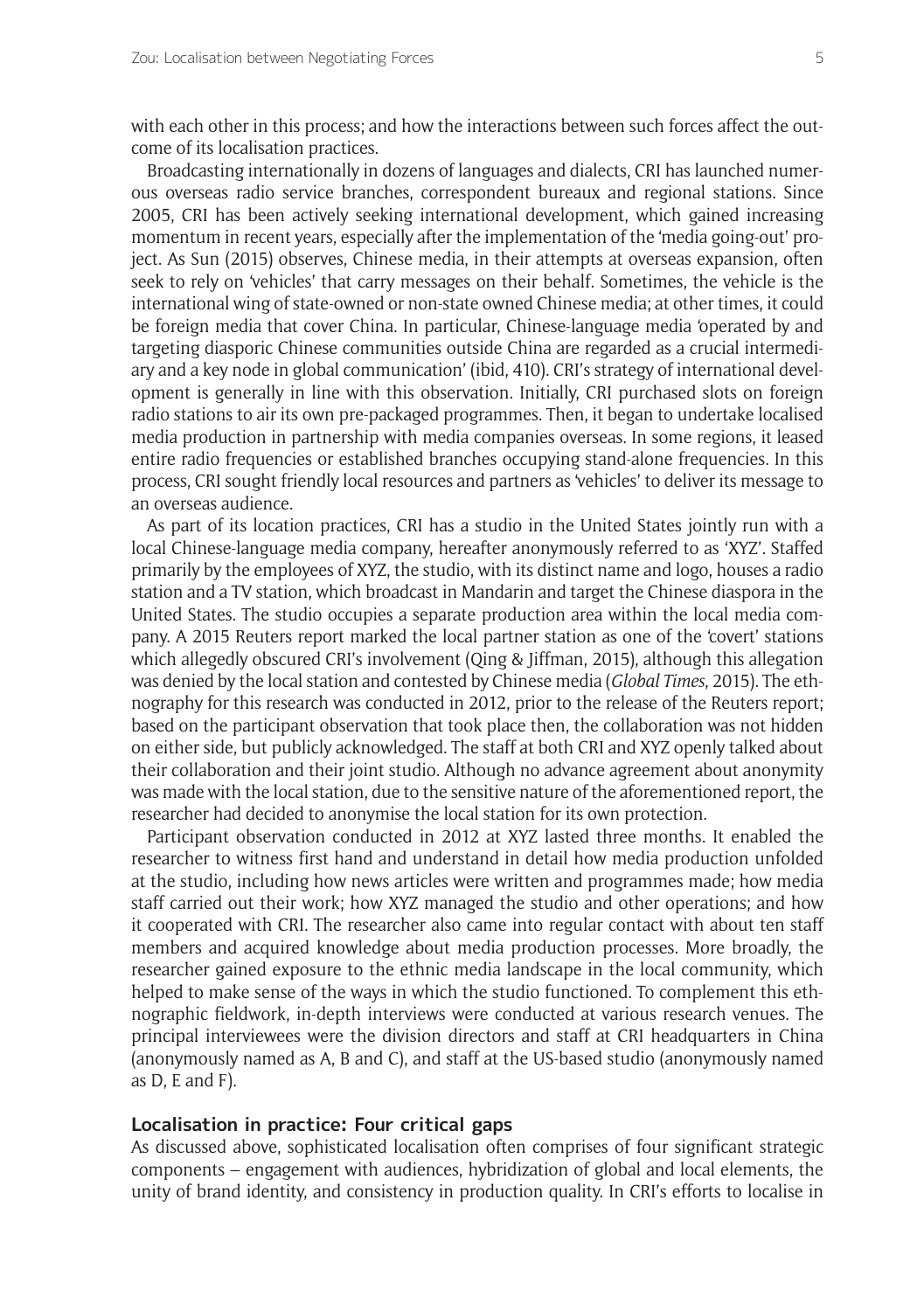with each other in this process; and how the interactions between such forces affect the outcome of its localisation practices.

Broadcasting internationally in dozens of languages and dialects, CRI has launched numerous overseas radio service branches, correspondent bureaux and regional stations. Since 2005, CRI has been actively seeking international development, which gained increasing momentum in recent years, especially after the implementation of the 'media going-out' project. As Sun (2015) observes, Chinese media, in their attempts at overseas expansion, often seek to rely on 'vehicles' that carry messages on their behalf. Sometimes, the vehicle is the international wing of state-owned or non-state owned Chinese media; at other times, it could be foreign media that cover China. In particular, Chinese-language media 'operated by and targeting diasporic Chinese communities outside China are regarded as a crucial intermediary and a key node in global communication' (ibid, 410). CRI's strategy of international development is generally in line with this observation. Initially, CRI purchased slots on foreign radio stations to air its own pre-packaged programmes. Then, it began to undertake localised media production in partnership with media companies overseas. In some regions, it leased entire radio frequencies or established branches occupying stand-alone frequencies. In this process, CRI sought friendly local resources and partners as 'vehicles' to deliver its message to an overseas audience.

As part of its location practices, CRI has a studio in the United States jointly run with a local Chinese-language media company, hereafter anonymously referred to as 'XYZ'. Staffed primarily by the employees of XYZ, the studio, with its distinct name and logo, houses a radio station and a TV station, which broadcast in Mandarin and target the Chinese diaspora in the United States. The studio occupies a separate production area within the local media company. A 2015 Reuters report marked the local partner station as one of the 'covert' stations which allegedly obscured CRI's involvement (Qing & Jiffman, 2015), although this allegation was denied by the local station and contested by Chinese media (*Global Times*, 2015). The ethnography for this research was conducted in 2012, prior to the release of the Reuters report; based on the participant observation that took place then, the collaboration was not hidden on either side, but publicly acknowledged. The staff at both CRI and XYZ openly talked about their collaboration and their joint studio. Although no advance agreement about anonymity was made with the local station, due to the sensitive nature of the aforementioned report, the researcher had decided to anonymise the local station for its own protection.

Participant observation conducted in 2012 at XYZ lasted three months. It enabled the researcher to witness first hand and understand in detail how media production unfolded at the studio, including how news articles were written and programmes made; how media staff carried out their work; how XYZ managed the studio and other operations; and how it cooperated with CRI. The researcher also came into regular contact with about ten staff members and acquired knowledge about media production processes. More broadly, the researcher gained exposure to the ethnic media landscape in the local community, which helped to make sense of the ways in which the studio functioned. To complement this ethnographic fieldwork, in-depth interviews were conducted at various research venues. The principal interviewees were the division directors and staff at CRI headquarters in China (anonymously named as A, B and C), and staff at the US-based studio (anonymously named as D, E and F).

## Localisation in practice: Four critical gaps

As discussed above, sophisticated localisation often comprises of four significant strategic components – engagement with audiences, hybridization of global and local elements, the unity of brand identity, and consistency in production quality. In CRI's efforts to localise in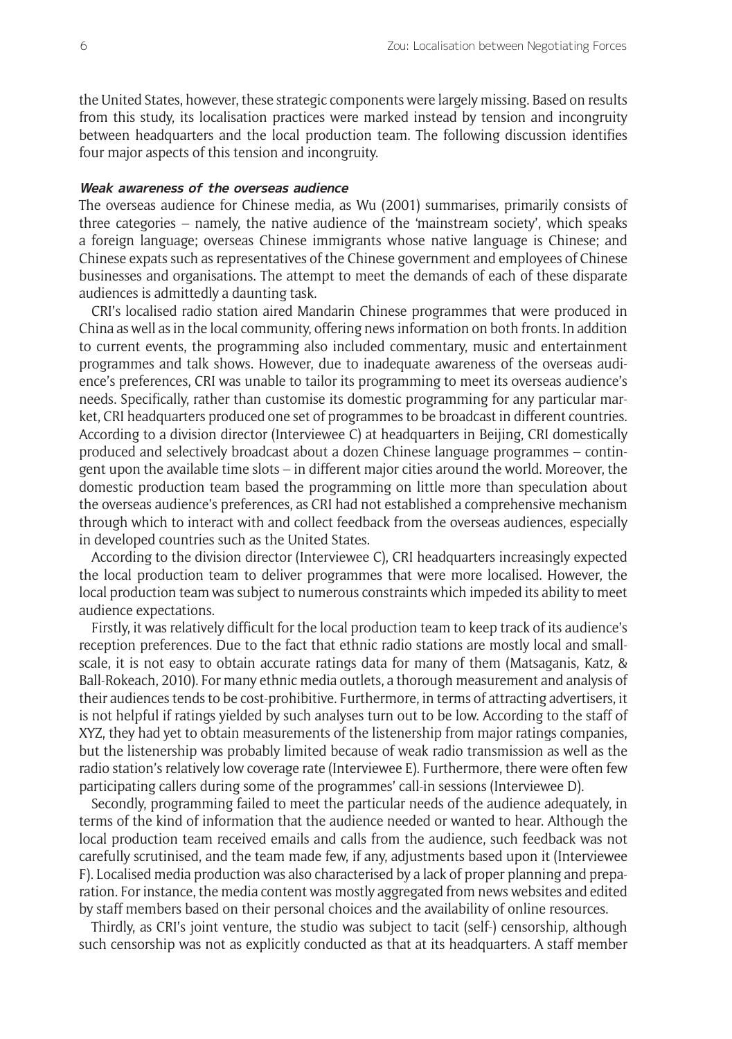the United States, however, these strategic components were largely missing. Based on results from this study, its localisation practices were marked instead by tension and incongruity between headquarters and the local production team. The following discussion identifies four major aspects of this tension and incongruity.

### *Weak awareness of the overseas audience*

The overseas audience for Chinese media, as Wu (2001) summarises, primarily consists of three categories – namely, the native audience of the 'mainstream society', which speaks a foreign language; overseas Chinese immigrants whose native language is Chinese; and Chinese expats such as representatives of the Chinese government and employees of Chinese businesses and organisations. The attempt to meet the demands of each of these disparate audiences is admittedly a daunting task.

CRI's localised radio station aired Mandarin Chinese programmes that were produced in China as well as in the local community, offering news information on both fronts. In addition to current events, the programming also included commentary, music and entertainment programmes and talk shows. However, due to inadequate awareness of the overseas audience's preferences, CRI was unable to tailor its programming to meet its overseas audience's needs. Specifically, rather than customise its domestic programming for any particular market, CRI headquarters produced one set of programmes to be broadcast in different countries. According to a division director (Interviewee C) at headquarters in Beijing, CRI domestically produced and selectively broadcast about a dozen Chinese language programmes – contingent upon the available time slots – in different major cities around the world. Moreover, the domestic production team based the programming on little more than speculation about the overseas audience's preferences, as CRI had not established a comprehensive mechanism through which to interact with and collect feedback from the overseas audiences, especially in developed countries such as the United States.

According to the division director (Interviewee C), CRI headquarters increasingly expected the local production team to deliver programmes that were more localised. However, the local production team was subject to numerous constraints which impeded its ability to meet audience expectations.

Firstly, it was relatively difficult for the local production team to keep track of its audience's reception preferences. Due to the fact that ethnic radio stations are mostly local and small-scale, it is not easy to obtain accurate ratings data for many of them (Matsaganis, Katz, & Ball-Rokeach, 2010). For many ethnic media outlets, a thorough measurement and analysis of their audiences tends to be cost-prohibitive. Furthermore, in terms of attracting advertisers, it is not helpful if ratings yielded by such analyses turn out to be low. According to the staff of XYZ, they had yet to obtain measurements of the listenership from major ratings companies, but the listenership was probably limited because of weak radio transmission as well as the radio station's relatively low coverage rate (Interviewee E). Furthermore, there were often few participating callers during some of the programmes' call-in sessions (Interviewee D).

Secondly, programming failed to meet the particular needs of the audience adequately, in terms of the kind of information that the audience needed or wanted to hear. Although the local production team received emails and calls from the audience, such feedback was not carefully scrutinised, and the team made few, if any, adjustments based upon it (Interviewee F). Localised media production was also characterised by a lack of proper planning and preparation. For instance, the media content was mostly aggregated from news websites and edited by staff members based on their personal choices and the availability of online resources.

Thirdly, as CRI's joint venture, the studio was subject to tacit (self-) censorship, although such censorship was not as explicitly conducted as that at its headquarters. A staff member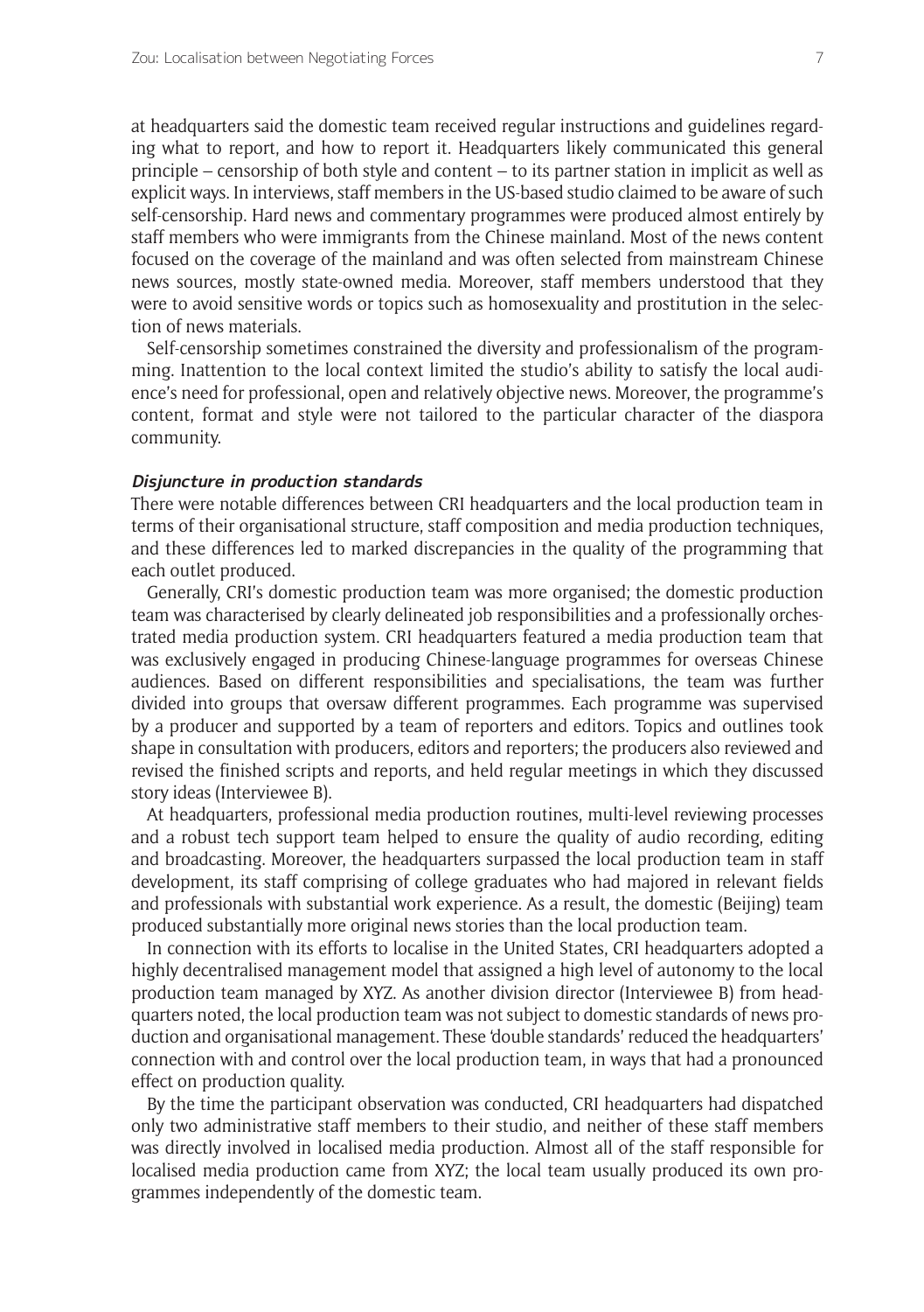at headquarters said the domestic team received regular instructions and guidelines regarding what to report, and how to report it. Headquarters likely communicated this general principle – censorship of both style and content – to its partner station in implicit as well as explicit ways. In interviews, staff members in the US-based studio claimed to be aware of such self-censorship. Hard news and commentary programmes were produced almost entirely by staff members who were immigrants from the Chinese mainland. Most of the news content focused on the coverage of the mainland and was often selected from mainstream Chinese news sources, mostly state-owned media. Moreover, staff members understood that they were to avoid sensitive words or topics such as homosexuality and prostitution in the selection of news materials.

Self-censorship sometimes constrained the diversity and professionalism of the programming. Inattention to the local context limited the studio's ability to satisfy the local audience's need for professional, open and relatively objective news. Moreover, the programme's content, format and style were not tailored to the particular character of the diaspora community.

#### *Disjuncture in production standards*

There were notable differences between CRI headquarters and the local production team in terms of their organisational structure, staff composition and media production techniques, and these differences led to marked discrepancies in the quality of the programming that each outlet produced.

Generally, CRI's domestic production team was more organised; the domestic production team was characterised by clearly delineated job responsibilities and a professionally orchestrated media production system. CRI headquarters featured a media production team that was exclusively engaged in producing Chinese-language programmes for overseas Chinese audiences. Based on different responsibilities and specialisations, the team was further divided into groups that oversaw different programmes. Each programme was supervised by a producer and supported by a team of reporters and editors. Topics and outlines took shape in consultation with producers, editors and reporters; the producers also reviewed and revised the finished scripts and reports, and held regular meetings in which they discussed story ideas (Interviewee B).

At headquarters, professional media production routines, multi-level reviewing processes and a robust tech support team helped to ensure the quality of audio recording, editing and broadcasting. Moreover, the headquarters surpassed the local production team in staff development, its staff comprising of college graduates who had majored in relevant fields and professionals with substantial work experience. As a result, the domestic (Beijing) team produced substantially more original news stories than the local production team.

In connection with its efforts to localise in the United States, CRI headquarters adopted a highly decentralised management model that assigned a high level of autonomy to the local production team managed by XYZ. As another division director (Interviewee B) from headquarters noted, the local production team was not subject to domestic standards of news production and organisational management. These 'double standards' reduced the headquarters' connection with and control over the local production team, in ways that had a pronounced effect on production quality.

By the time the participant observation was conducted, CRI headquarters had dispatched only two administrative staff members to their studio, and neither of these staff members was directly involved in localised media production. Almost all of the staff responsible for localised media production came from XYZ; the local team usually produced its own programmes independently of the domestic team.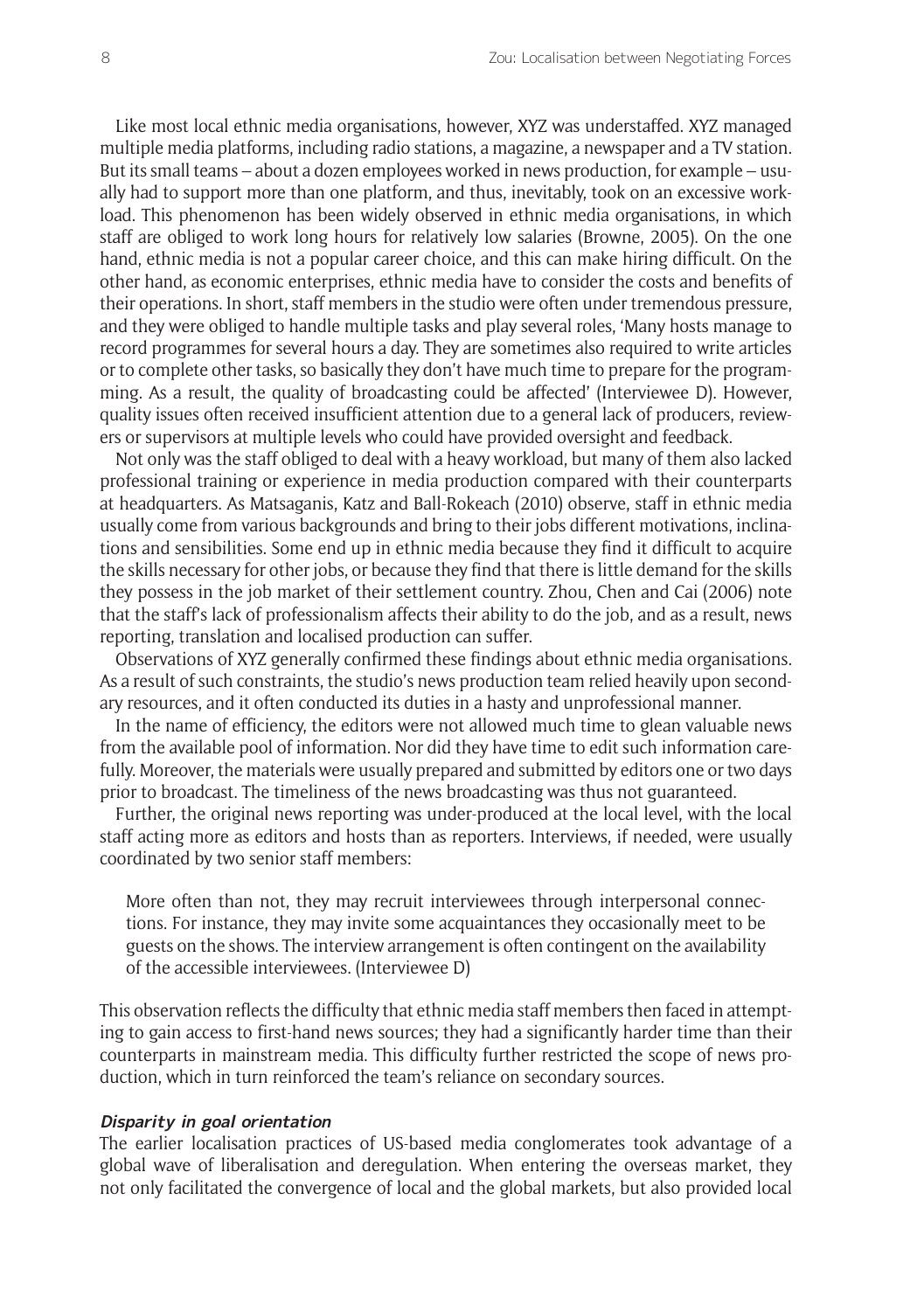Like most local ethnic media organisations, however, XYZ was understaffed. XYZ managed multiple media platforms, including radio stations, a magazine, a newspaper and a TV station. But its small teams – about a dozen employees worked in news production, for example – usually had to support more than one platform, and thus, inevitably, took on an excessive workload. This phenomenon has been widely observed in ethnic media organisations, in which staff are obliged to work long hours for relatively low salaries (Browne, 2005). On the one hand, ethnic media is not a popular career choice, and this can make hiring difficult. On the other hand, as economic enterprises, ethnic media have to consider the costs and benefits of their operations. In short, staff members in the studio were often under tremendous pressure, and they were obliged to handle multiple tasks and play several roles, 'Many hosts manage to record programmes for several hours a day. They are sometimes also required to write articles or to complete other tasks, so basically they don't have much time to prepare for the programming. As a result, the quality of broadcasting could be affected' (Interviewee D). However, quality issues often received insufficient attention due to a general lack of producers, reviewers or supervisors at multiple levels who could have provided oversight and feedback.

Not only was the staff obliged to deal with a heavy workload, but many of them also lacked professional training or experience in media production compared with their counterparts at headquarters. As Matsaganis, Katz and Ball-Rokeach (2010) observe, staff in ethnic media usually come from various backgrounds and bring to their jobs different motivations, inclinations and sensibilities. Some end up in ethnic media because they find it difficult to acquire the skills necessary for other jobs, or because they find that there is little demand for the skills they possess in the job market of their settlement country. Zhou, Chen and Cai (2006) note that the staff's lack of professionalism affects their ability to do the job, and as a result, news reporting, translation and localised production can suffer.

Observations of XYZ generally confirmed these findings about ethnic media organisations. As a result of such constraints, the studio's news production team relied heavily upon secondary resources, and it often conducted its duties in a hasty and unprofessional manner.

In the name of efficiency, the editors were not allowed much time to glean valuable news from the available pool of information. Nor did they have time to edit such information carefully. Moreover, the materials were usually prepared and submitted by editors one or two days prior to broadcast. The timeliness of the news broadcasting was thus not guaranteed.

Further, the original news reporting was under-produced at the local level, with the local staff acting more as editors and hosts than as reporters. Interviews, if needed, were usually coordinated by two senior staff members:

> More often than not, they may recruit interviewees through interpersonal connections. For instance, they may invite some acquaintances they occasionally meet to be guests on the shows. The interview arrangement is often contingent on the availability of the accessible interviewees. (Interviewee D)

This observation reflects the difficulty that ethnic media staff members then faced in attempting to gain access to first-hand news sources; they had a significantly harder time than their counterparts in mainstream media. This difficulty further restricted the scope of news production, which in turn reinforced the team's reliance on secondary sources.

#### *Disparity in goal orientation*

The earlier localisation practices of US-based media conglomerates took advantage of a global wave of liberalisation and deregulation. When entering the overseas market, they not only facilitated the convergence of local and the global markets, but also provided local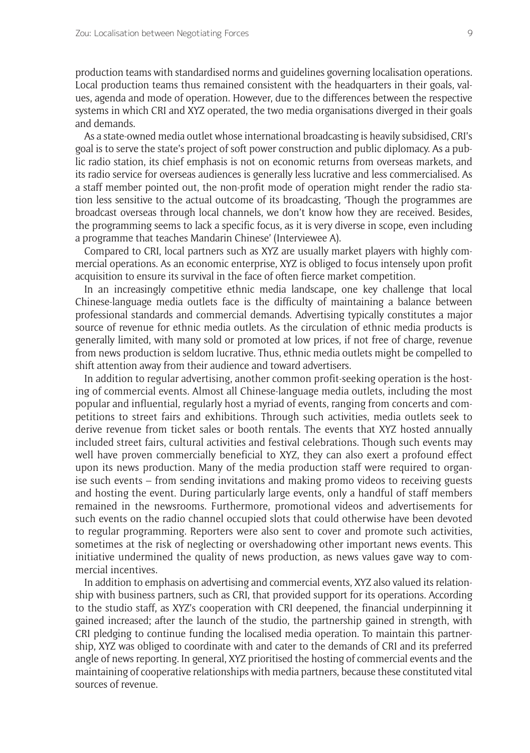production teams with standardised norms and guidelines governing localisation operations. Local production teams thus remained consistent with the headquarters in their goals, values, agenda and mode of operation. However, due to the differences between the respective systems in which CRI and XYZ operated, the two media organisations diverged in their goals and demands.

As a state-owned media outlet whose international broadcasting is heavily subsidised, CRI's goal is to serve the state's project of soft power construction and public diplomacy. As a public radio station, its chief emphasis is not on economic returns from overseas markets, and its radio service for overseas audiences is generally less lucrative and less commercialised. As a staff member pointed out, the non-profit mode of operation might render the radio station less sensitive to the actual outcome of its broadcasting, 'Though the programmes are broadcast overseas through local channels, we don't know how they are received. Besides, the programming seems to lack a specific focus, as it is very diverse in scope, even including a programme that teaches Mandarin Chinese' (Interviewee A).

Compared to CRI, local partners such as XYZ are usually market players with highly commercial operations. As an economic enterprise, XYZ is obliged to focus intensely upon profit acquisition to ensure its survival in the face of often fierce market competition.

In an increasingly competitive ethnic media landscape, one key challenge that local Chinese-language media outlets face is the difficulty of maintaining a balance between professional standards and commercial demands. Advertising typically constitutes a major source of revenue for ethnic media outlets. As the circulation of ethnic media products is generally limited, with many sold or promoted at low prices, if not free of charge, revenue from news production is seldom lucrative. Thus, ethnic media outlets might be compelled to shift attention away from their audience and toward advertisers.

In addition to regular advertising, another common profit-seeking operation is the hosting of commercial events. Almost all Chinese-language media outlets, including the most popular and influential, regularly host a myriad of events, ranging from concerts and competitions to street fairs and exhibitions. Through such activities, media outlets seek to derive revenue from ticket sales or booth rentals. The events that XYZ hosted annually included street fairs, cultural activities and festival celebrations. Though such events may well have proven commercially beneficial to XYZ, they can also exert a profound effect upon its news production. Many of the media production staff were required to organise such events – from sending invitations and making promo videos to receiving guests and hosting the event. During particularly large events, only a handful of staff members remained in the newsrooms. Furthermore, promotional videos and advertisements for such events on the radio channel occupied slots that could otherwise have been devoted to regular programming. Reporters were also sent to cover and promote such activities, sometimes at the risk of neglecting or overshadowing other important news events. This initiative undermined the quality of news production, as news values gave way to commercial incentives.

In addition to emphasis on advertising and commercial events, XYZ also valued its relationship with business partners, such as CRI, that provided support for its operations. According to the studio staff, as XYZ's cooperation with CRI deepened, the financial underpinning it gained increased; after the launch of the studio, the partnership gained in strength, with CRI pledging to continue funding the localised media operation. To maintain this partnership, XYZ was obliged to coordinate with and cater to the demands of CRI and its preferred angle of news reporting. In general, XYZ prioritised the hosting of commercial events and the maintaining of cooperative relationships with media partners, because these constituted vital sources of revenue.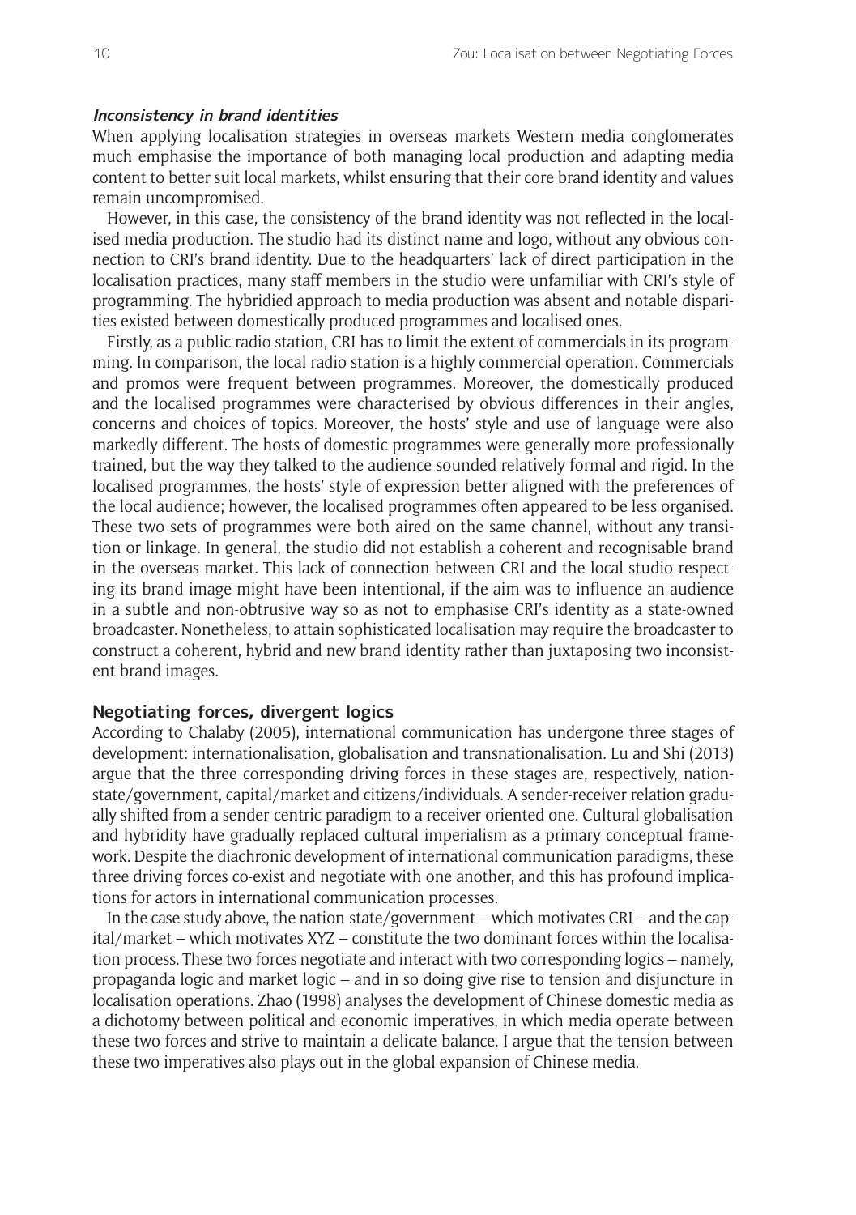#### *Inconsistency in brand identities*

When applying localisation strategies in overseas markets Western media conglomerates much emphasise the importance of both managing local production and adapting media content to better suit local markets, whilst ensuring that their core brand identity and values remain uncompromised.

However, in this case, the consistency of the brand identity was not reflected in the localised media production. The studio had its distinct name and logo, without any obvious connection to CRI's brand identity. Due to the headquarters' lack of direct participation in the localisation practices, many staff members in the studio were unfamiliar with CRI's style of programming. The hybridied approach to media production was absent and notable disparities existed between domestically produced programmes and localised ones.

Firstly, as a public radio station, CRI has to limit the extent of commercials in its programming. In comparison, the local radio station is a highly commercial operation. Commercials and promos were frequent between programmes. Moreover, the domestically produced and the localised programmes were characterised by obvious differences in their angles, concerns and choices of topics. Moreover, the hosts' style and use of language were also markedly different. The hosts of domestic programmes were generally more professionally trained, but the way they talked to the audience sounded relatively formal and rigid. In the localised programmes, the hosts' style of expression better aligned with the preferences of the local audience; however, the localised programmes often appeared to be less organised. These two sets of programmes were both aired on the same channel, without any transition or linkage. In general, the studio did not establish a coherent and recognisable brand in the overseas market. This lack of connection between CRI and the local studio respecting its brand image might have been intentional, if the aim was to influence an audience in a subtle and non-obtrusive way so as not to emphasise CRI's identity as a state-owned broadcaster. Nonetheless, to attain sophisticated localisation may require the broadcaster to construct a coherent, hybrid and new brand identity rather than juxtaposing two inconsistent brand images.

### Negotiating forces, divergent logics

According to Chalaby (2005), international communication has undergone three stages of development: internationalisation, globalisation and transnationalisation. Lu and Shi (2013) argue that the three corresponding driving forces in these stages are, respectively, nation-state/government, capital/market and citizens/individuals. A sender-receiver relation gradually shifted from a sender-centric paradigm to a receiver-oriented one. Cultural globalisation and hybridity have gradually replaced cultural imperialism as a primary conceptual framework. Despite the diachronic development of international communication paradigms, these three driving forces co-exist and negotiate with one another, and this has profound implications for actors in international communication processes.

In the case study above, the nation-state/government – which motivates CRI – and the capital/market – which motivates XYZ – constitute the two dominant forces within the localisation process. These two forces negotiate and interact with two corresponding logics – namely, propaganda logic and market logic – and in so doing give rise to tension and disjuncture in localisation operations. Zhao (1998) analyses the development of Chinese domestic media as a dichotomy between political and economic imperatives, in which media operate between these two forces and strive to maintain a delicate balance. I argue that the tension between these two imperatives also plays out in the global expansion of Chinese media.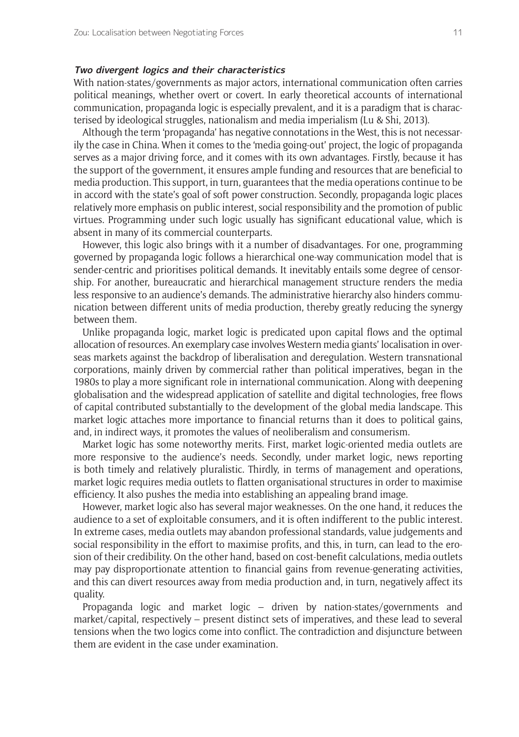#### *Two divergent logics and their characteristics*

With nation-states/governments as major actors, international communication often carries political meanings, whether overt or covert. In early theoretical accounts of international communication, propaganda logic is especially prevalent, and it is a paradigm that is characterised by ideological struggles, nationalism and media imperialism (Lu & Shi, 2013).

Although the term 'propaganda' has negative connotations in the West, this is not necessarily the case in China. When it comes to the 'media going-out' project, the logic of propaganda serves as a major driving force, and it comes with its own advantages. Firstly, because it has the support of the government, it ensures ample funding and resources that are beneficial to media production. This support, in turn, guarantees that the media operations continue to be in accord with the state's goal of soft power construction. Secondly, propaganda logic places relatively more emphasis on public interest, social responsibility and the promotion of public virtues. Programming under such logic usually has significant educational value, which is absent in many of its commercial counterparts.

However, this logic also brings with it a number of disadvantages. For one, programming governed by propaganda logic follows a hierarchical one-way communication model that is sender-centric and prioritises political demands. It inevitably entails some degree of censorship. For another, bureaucratic and hierarchical management structure renders the media less responsive to an audience's demands. The administrative hierarchy also hinders communication between different units of media production, thereby greatly reducing the synergy between them.

Unlike propaganda logic, market logic is predicated upon capital flows and the optimal allocation of resources. An exemplary case involves Western media giants' localisation in overseas markets against the backdrop of liberalisation and deregulation. Western transnational corporations, mainly driven by commercial rather than political imperatives, began in the 1980s to play a more significant role in international communication. Along with deepening globalisation and the widespread application of satellite and digital technologies, free flows of capital contributed substantially to the development of the global media landscape. This market logic attaches more importance to financial returns than it does to political gains, and, in indirect ways, it promotes the values of neoliberalism and consumerism.

Market logic has some noteworthy merits. First, market logic-oriented media outlets are more responsive to the audience's needs. Secondly, under market logic, news reporting is both timely and relatively pluralistic. Thirdly, in terms of management and operations, market logic requires media outlets to flatten organisational structures in order to maximise efficiency. It also pushes the media into establishing an appealing brand image.

However, market logic also has several major weaknesses. On the one hand, it reduces the audience to a set of exploitable consumers, and it is often indifferent to the public interest. In extreme cases, media outlets may abandon professional standards, value judgements and social responsibility in the effort to maximise profits, and this, in turn, can lead to the erosion of their credibility. On the other hand, based on cost-benefit calculations, media outlets may pay disproportionate attention to financial gains from revenue-generating activities, and this can divert resources away from media production and, in turn, negatively affect its quality.

Propaganda logic and market logic – driven by nation-states/governments and market/capital, respectively – present distinct sets of imperatives, and these lead to several tensions when the two logics come into conflict. The contradiction and disjuncture between them are evident in the case under examination.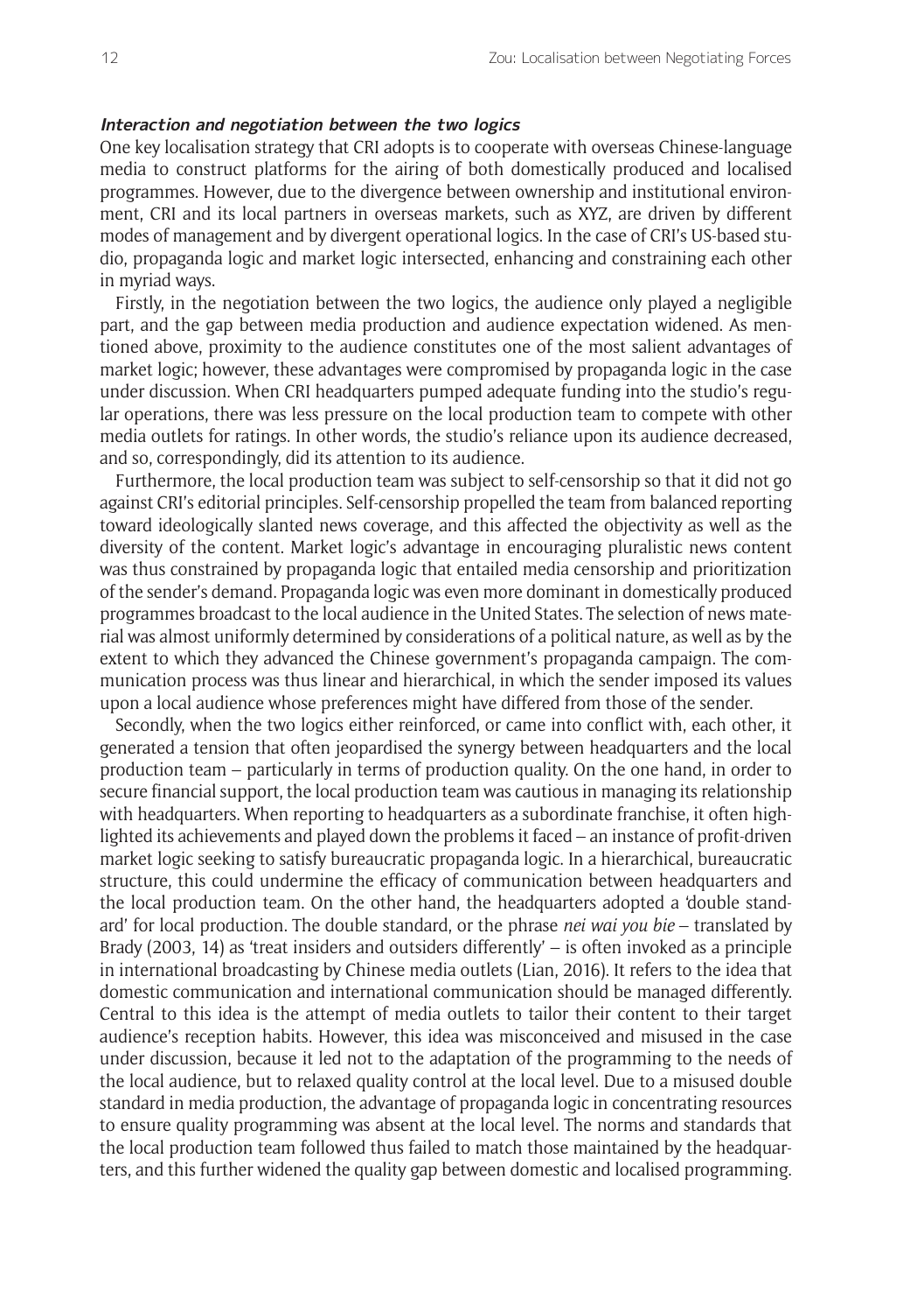#### ***Interaction and negotiation between the two logics***

One key localisation strategy that CRI adopts is to cooperate with overseas Chinese-language media to construct platforms for the airing of both domestically produced and localised programmes. However, due to the divergence between ownership and institutional environment, CRI and its local partners in overseas markets, such as XYZ, are driven by different modes of management and by divergent operational logics. In the case of CRI's US-based studio, propaganda logic and market logic intersected, enhancing and constraining each other in myriad ways.

Firstly, in the negotiation between the two logics, the audience only played a negligible part, and the gap between media production and audience expectation widened. As mentioned above, proximity to the audience constitutes one of the most salient advantages of market logic; however, these advantages were compromised by propaganda logic in the case under discussion. When CRI headquarters pumped adequate funding into the studio's regular operations, there was less pressure on the local production team to compete with other media outlets for ratings. In other words, the studio's reliance upon its audience decreased, and so, correspondingly, did its attention to its audience.

Furthermore, the local production team was subject to self-censorship so that it did not go against CRI's editorial principles. Self-censorship propelled the team from balanced reporting toward ideologically slanted news coverage, and this affected the objectivity as well as the diversity of the content. Market logic's advantage in encouraging pluralistic news content was thus constrained by propaganda logic that entailed media censorship and prioritization of the sender's demand. Propaganda logic was even more dominant in domestically produced programmes broadcast to the local audience in the United States. The selection of news material was almost uniformly determined by considerations of a political nature, as well as by the extent to which they advanced the Chinese government's propaganda campaign. The communication process was thus linear and hierarchical, in which the sender imposed its values upon a local audience whose preferences might have differed from those of the sender.

Secondly, when the two logics either reinforced, or came into conflict with, each other, it generated a tension that often jeopardised the synergy between headquarters and the local production team – particularly in terms of production quality. On the one hand, in order to secure financial support, the local production team was cautious in managing its relationship with headquarters. When reporting to headquarters as a subordinate franchise, it often highlighted its achievements and played down the problems it faced – an instance of profit-driven market logic seeking to satisfy bureaucratic propaganda logic. In a hierarchical, bureaucratic structure, this could undermine the efficacy of communication between headquarters and the local production team. On the other hand, the headquarters adopted a 'double standard' for local production. The double standard, or the phrase *nei wai you bie* – translated by Brady (2003, 14) as 'treat insiders and outsiders differently' – is often invoked as a principle in international broadcasting by Chinese media outlets (Lian, 2016). It refers to the idea that domestic communication and international communication should be managed differently. Central to this idea is the attempt of media outlets to tailor their content to their target audience's reception habits. However, this idea was misconceived and misused in the case under discussion, because it led not to the adaptation of the programming to the needs of the local audience, but to relaxed quality control at the local level. Due to a misused double standard in media production, the advantage of propaganda logic in concentrating resources to ensure quality programming was absent at the local level. The norms and standards that the local production team followed thus failed to match those maintained by the headquarters, and this further widened the quality gap between domestic and localised programming.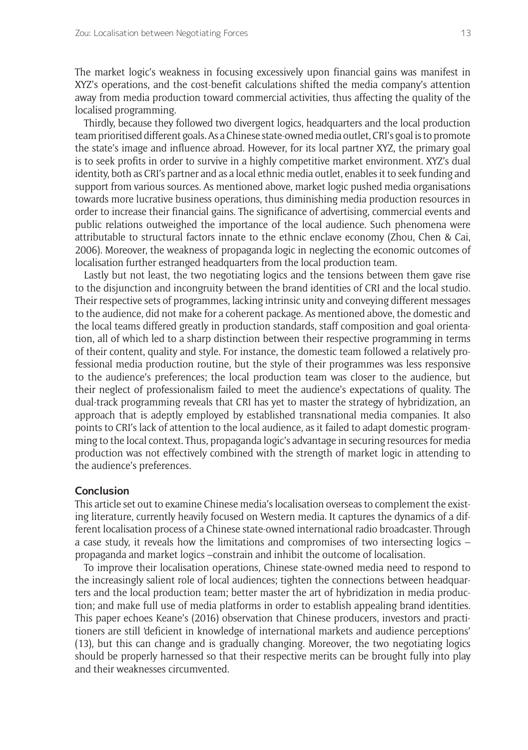The market logic's weakness in focusing excessively upon financial gains was manifest in XYZ's operations, and the cost-benefit calculations shifted the media company's attention away from media production toward commercial activities, thus affecting the quality of the localised programming.

Thirdly, because they followed two divergent logics, headquarters and the local production team prioritised different goals. As a Chinese state-owned media outlet, CRI's goal is to promote the state's image and influence abroad. However, for its local partner XYZ, the primary goal is to seek profits in order to survive in a highly competitive market environment. XYZ's dual identity, both as CRI's partner and as a local ethnic media outlet, enables it to seek funding and support from various sources. As mentioned above, market logic pushed media organisations towards more lucrative business operations, thus diminishing media production resources in order to increase their financial gains. The significance of advertising, commercial events and public relations outweighed the importance of the local audience. Such phenomena were attributable to structural factors innate to the ethnic enclave economy (Zhou, Chen & Cai, 2006). Moreover, the weakness of propaganda logic in neglecting the economic outcomes of localisation further estranged headquarters from the local production team.

Lastly but not least, the two negotiating logics and the tensions between them gave rise to the disjunction and incongruity between the brand identities of CRI and the local studio. Their respective sets of programmes, lacking intrinsic unity and conveying different messages to the audience, did not make for a coherent package. As mentioned above, the domestic and the local teams differed greatly in production standards, staff composition and goal orientation, all of which led to a sharp distinction between their respective programming in terms of their content, quality and style. For instance, the domestic team followed a relatively professional media production routine, but the style of their programmes was less responsive to the audience's preferences; the local production team was closer to the audience, but their neglect of professionalism failed to meet the audience's expectations of quality. The dual-track programming reveals that CRI has yet to master the strategy of hybridization, an approach that is adeptly employed by established transnational media companies. It also points to CRI's lack of attention to the local audience, as it failed to adapt domestic programming to the local context. Thus, propaganda logic's advantage in securing resources for media production was not effectively combined with the strength of market logic in attending to the audience's preferences.

## Conclusion

This article set out to examine Chinese media's localisation overseas to complement the existing literature, currently heavily focused on Western media. It captures the dynamics of a different localisation process of a Chinese state-owned international radio broadcaster. Through a case study, it reveals how the limitations and compromises of two intersecting logics – propaganda and market logics –constrain and inhibit the outcome of localisation.

To improve their localisation operations, Chinese state-owned media need to respond to the increasingly salient role of local audiences; tighten the connections between headquarters and the local production team; better master the art of hybridization in media production; and make full use of media platforms in order to establish appealing brand identities. This paper echoes Keane's (2016) observation that Chinese producers, investors and practitioners are still 'deficient in knowledge of international markets and audience perceptions' (13), but this can change and is gradually changing. Moreover, the two negotiating logics should be properly harnessed so that their respective merits can be brought fully into play and their weaknesses circumvented.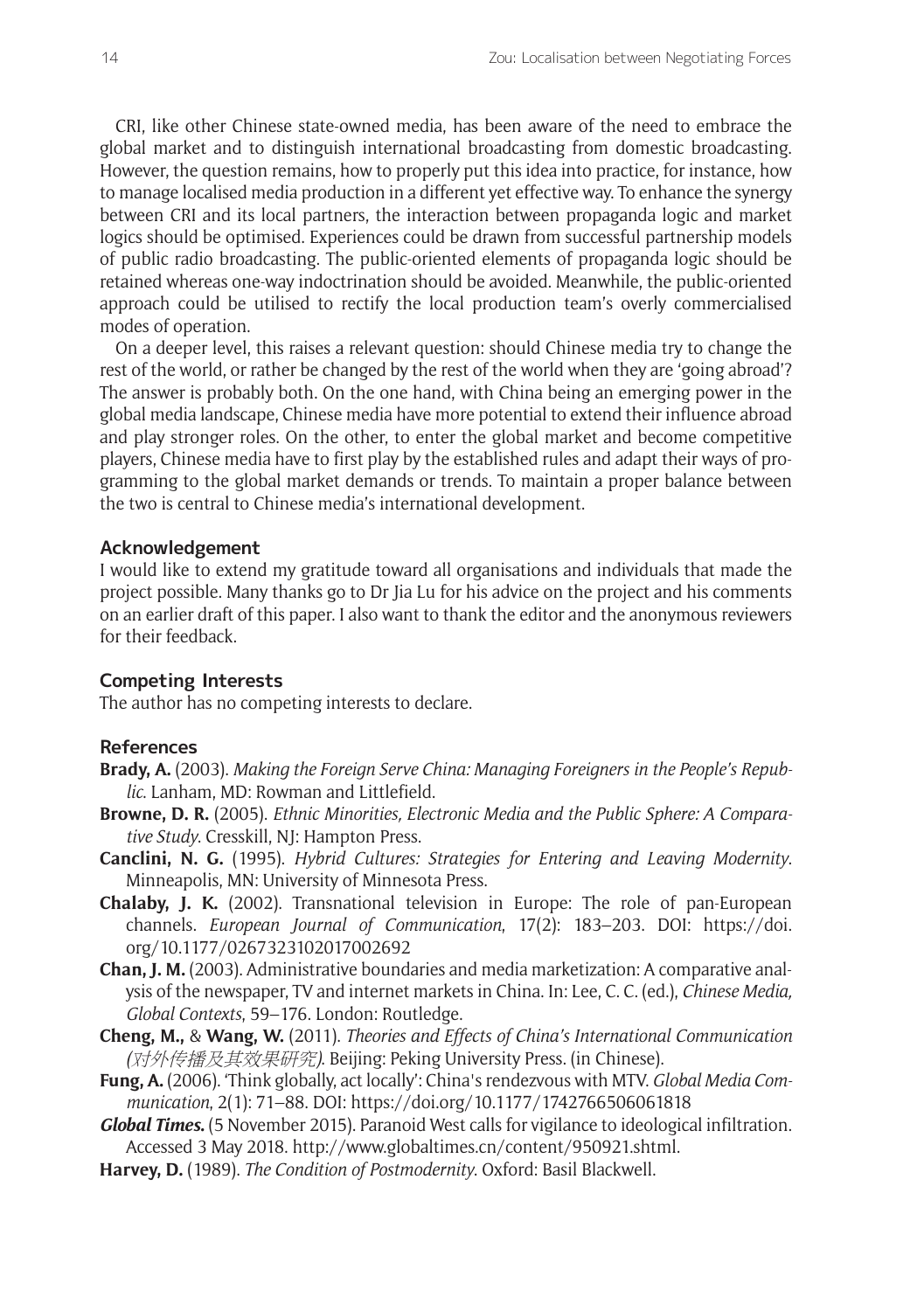CRI, like other Chinese state-owned media, has been aware of the need to embrace the global market and to distinguish international broadcasting from domestic broadcasting. However, the question remains, how to properly put this idea into practice, for instance, how to manage localised media production in a different yet effective way. To enhance the synergy between CRI and its local partners, the interaction between propaganda logic and market logics should be optimised. Experiences could be drawn from successful partnership models of public radio broadcasting. The public-oriented elements of propaganda logic should be retained whereas one-way indoctrination should be avoided. Meanwhile, the public-oriented approach could be utilised to rectify the local production team's overly commercialised modes of operation.

On a deeper level, this raises a relevant question: should Chinese media try to change the rest of the world, or rather be changed by the rest of the world when they are 'going abroad'? The answer is probably both. On the one hand, with China being an emerging power in the global media landscape, Chinese media have more potential to extend their influence abroad and play stronger roles. On the other, to enter the global market and become competitive players, Chinese media have to first play by the established rules and adapt their ways of programming to the global market demands or trends. To maintain a proper balance between the two is central to Chinese media's international development.

## Acknowledgement

I would like to extend my gratitude toward all organisations and individuals that made the project possible. Many thanks go to Dr Jia Lu for his advice on the project and his comments on an earlier draft of this paper. I also want to thank the editor and the anonymous reviewers for their feedback.

## Competing Interests

The author has no competing interests to declare.

## References

**Brady, A.** (2003). *Making the Foreign Serve China: Managing Foreigners in the People's Republic*. Lanham, MD: Rowman and Littlefield.

**Browne, D. R.** (2005). *Ethnic Minorities, Electronic Media and the Public Sphere: A Comparative Study*. Cresskill, NJ: Hampton Press.

**Canclini, N. G.** (1995). *Hybrid Cultures: Strategies for Entering and Leaving Modernity*. Minneapolis, MN: University of Minnesota Press.

**Chalaby, J. K.** (2002). Transnational television in Europe: The role of pan-European channels. *European Journal of Communication*, 17(2): 183–203. DOI: https://doi.org/10.1177/0267323102017002692

**Chan, J. M.** (2003). Administrative boundaries and media marketization: A comparative analysis of the newspaper, TV and internet markets in China. In: Lee, C. C. (ed.), *Chinese Media, Global Contexts*, 59–176. London: Routledge.

**Cheng, M.,** & **Wang, W.** (2011). *Theories and Effects of China's International Communication (对外传播及其效果研究)*. Beijing: Peking University Press. (in Chinese).

**Fung, A.** (2006). 'Think globally, act locally': China's rendezvous with MTV. *Global Media Communication*, 2(1): 71–88. DOI: https://doi.org/10.1177/1742766506061818

***Global Times.*** (5 November 2015). Paranoid West calls for vigilance to ideological infiltration. Accessed 3 May 2018. http://www.globaltimes.cn/content/950921.shtml.

**Harvey, D.** (1989). *The Condition of Postmodernity*. Oxford: Basil Blackwell.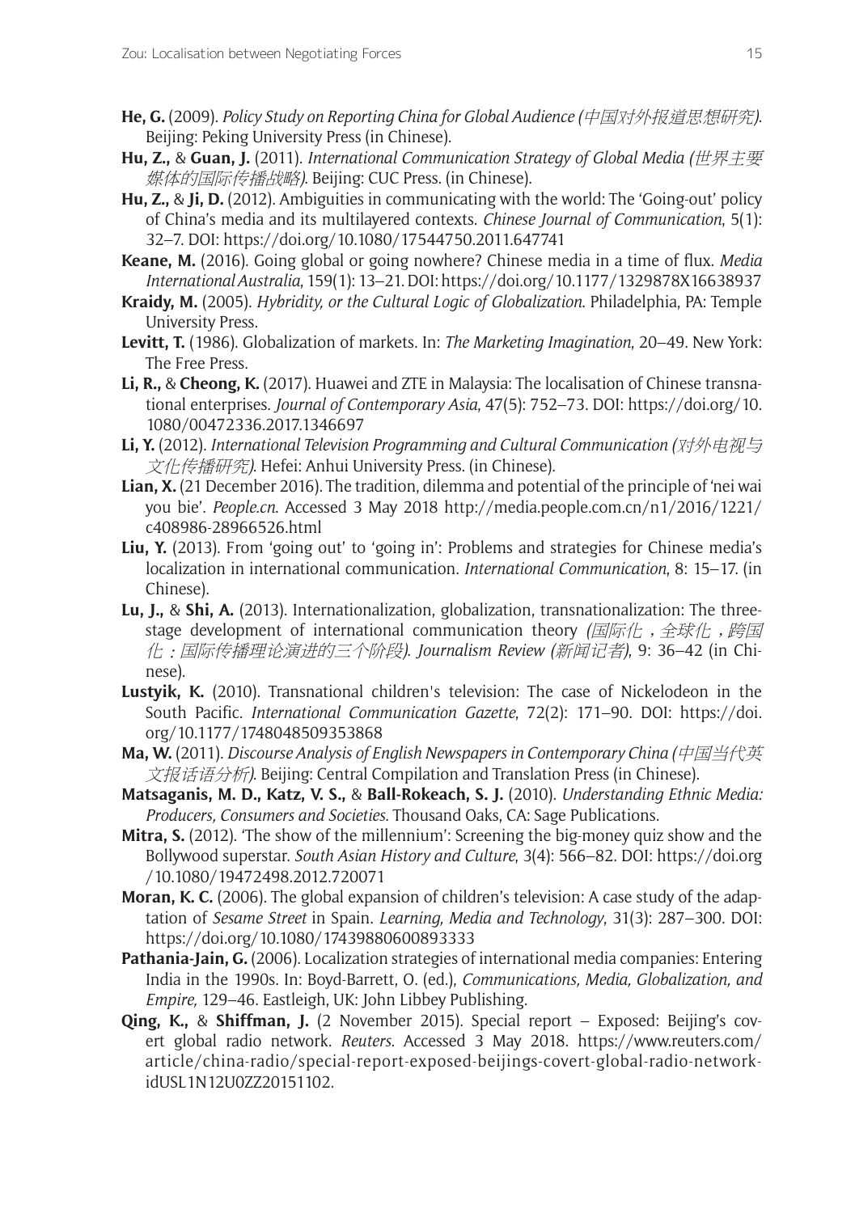**He, G.** (2009). *Policy Study on Reporting China for Global Audience (中国对外报道思想研究)*. Beijing: Peking University Press (in Chinese).

**Hu, Z.,** & **Guan, J.** (2011). *International Communication Strategy of Global Media (世界主要媒体的国际传播战略)*. Beijing: CUC Press. (in Chinese).

**Hu, Z.,** & **Ji, D.** (2012). Ambiguities in communicating with the world: The 'Going-out' policy of China's media and its multilayered contexts. *Chinese Journal of Communication*, 5(1): 32–7. DOI: https://doi.org/10.1080/17544750.2011.647741

**Keane, M.** (2016). Going global or going nowhere? Chinese media in a time of flux. *Media International Australia*, 159(1): 13–21. DOI: https://doi.org/10.1177/1329878X16638937

**Kraidy, M.** (2005). *Hybridity, or the Cultural Logic of Globalization*. Philadelphia, PA: Temple University Press.

**Levitt, T.** (1986). Globalization of markets. In: *The Marketing Imagination*, 20–49. New York: The Free Press.

**Li, R.,** & **Cheong, K.** (2017). Huawei and ZTE in Malaysia: The localisation of Chinese transnational enterprises. *Journal of Contemporary Asia*, 47(5): 752–73. DOI: https://doi.org/10.1080/00472336.2017.1346697

**Li, Y.** (2012). *International Television Programming and Cultural Communication (对外电视与文化传播研究)*. Hefei: Anhui University Press. (in Chinese).

**Lian, X.** (21 December 2016). The tradition, dilemma and potential of the principle of 'nei wai you bie'. *People.cn*. Accessed 3 May 2018 http://media.people.com.cn/n1/2016/1221/c408986-28966526.html

**Liu, Y.** (2013). From 'going out' to 'going in': Problems and strategies for Chinese media's localization in international communication. *International Communication*, 8: 15–17. (in Chinese).

**Lu, J.,** & **Shi, A.** (2013). Internationalization, globalization, transnationalization: The three-stage development of international communication theory *(国际化，全球化，跨国化：国际传播理论演进的三个阶段)*. *Journalism Review (新闻记者)*, 9: 36–42 (in Chinese).

**Lustyik, K.** (2010). Transnational children's television: The case of Nickelodeon in the South Pacific. *International Communication Gazette*, 72(2): 171–90. DOI: https://doi.org/10.1177/1748048509353868

**Ma, W.** (2011). *Discourse Analysis of English Newspapers in Contemporary China (中国当代英文报话语分析)*. Beijing: Central Compilation and Translation Press (in Chinese).

**Matsaganis, M. D., Katz, V. S.,** & **Ball-Rokeach, S. J.** (2010). *Understanding Ethnic Media: Producers, Consumers and Societies*. Thousand Oaks, CA: Sage Publications.

**Mitra, S.** (2012). 'The show of the millennium': Screening the big-money quiz show and the Bollywood superstar. *South Asian History and Culture*, 3(4): 566–82. DOI: https://doi.org/10.1080/19472498.2012.720071

**Moran, K. C.** (2006). The global expansion of children's television: A case study of the adaptation of *Sesame Street* in Spain. *Learning, Media and Technology*, 31(3): 287–300. DOI: https://doi.org/10.1080/17439880600893333

**Pathania-Jain, G.** (2006). Localization strategies of international media companies: Entering India in the 1990s. In: Boyd-Barrett, O. (ed.), *Communications, Media, Globalization, and Empire,* 129–46. Eastleigh, UK: John Libbey Publishing.

**Qing, K.,** & **Shiffman, J.** (2 November 2015). Special report – Exposed: Beijing's covert global radio network. *Reuters*. Accessed 3 May 2018. https://www.reuters.com/article/china-radio/special-report-exposed-beijings-covert-global-radio-network-idUSL1N12U0ZZ20151102.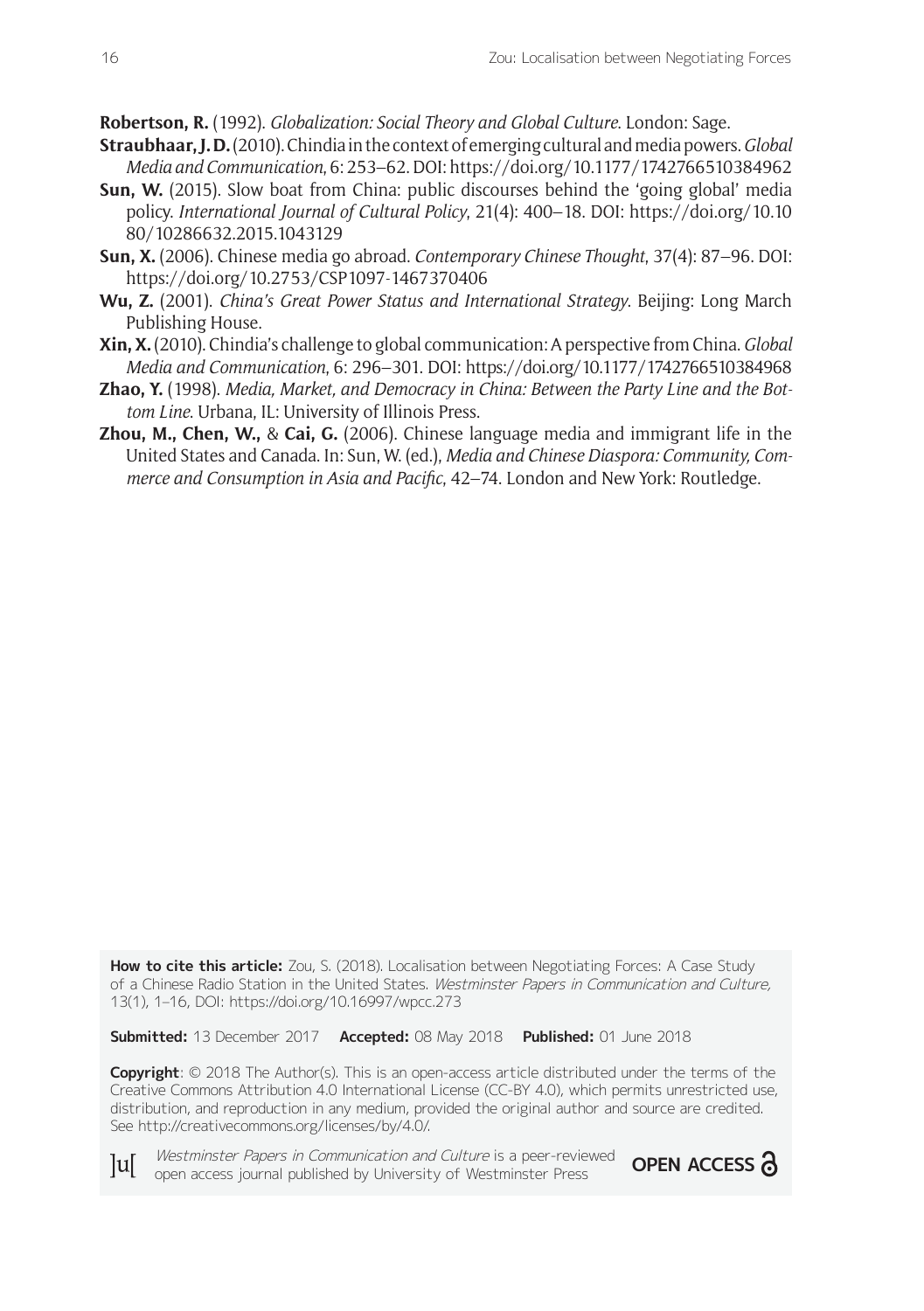**Robertson, R.** (1992). *Globalization: Social Theory and Global Culture*. London: Sage.

**Straubhaar, J. D.** (2010). Chindia in the context of emerging cultural and media powers. *Global Media and Communication*, 6: 253–62. DOI: https://doi.org/10.1177/1742766510384962

**Sun, W.** (2015). Slow boat from China: public discourses behind the 'going global' media policy. *International Journal of Cultural Policy*, 21(4): 400–18. DOI: https://doi.org/10.1080/10286632.2015.1043129

**Sun, X.** (2006). Chinese media go abroad. *Contemporary Chinese Thought*, 37(4): 87–96. DOI: https://doi.org/10.2753/CSP1097-1467370406

**Wu, Z.** (2001). *China's Great Power Status and International Strategy*. Beijing: Long March Publishing House.

**Xin, X.** (2010). Chindia's challenge to global communication: A perspective from China. *Global Media and Communication*, 6: 296–301. DOI: https://doi.org/10.1177/1742766510384968

**Zhao, Y.** (1998). *Media, Market, and Democracy in China: Between the Party Line and the Bottom Line*. Urbana, IL: University of Illinois Press.

**Zhou, M., Chen, W.,** & **Cai, G.** (2006). Chinese language media and immigrant life in the United States and Canada. In: Sun, W. (ed.), *Media and Chinese Diaspora: Community, Commerce and Consumption in Asia and Pacific*, 42–74. London and New York: Routledge.

**How to cite this article:** Zou, S. (2018). Localisation between Negotiating Forces: A Case Study of a Chinese Radio Station in the United States. *Westminster Papers in Communication and Culture,* 13(1), 1–16, DOI: https://doi.org/10.16997/wpcc.273

**Submitted:** 13 December 2017 **Accepted:** 08 May 2018 **Published:** 01 June 2018

**Copyright**: © 2018 The Author(s). This is an open-access article distributed under the terms of the Creative Commons Attribution 4.0 International License (CC-BY 4.0), which permits unrestricted use, distribution, and reproduction in any medium, provided the original author and source are credited. See http://creativecommons.org/licenses/by/4.0/.

*Westminster Papers in Communication and Culture* is a peer-reviewed open access journal published by University of Westminster Press

**OPEN ACCESS**